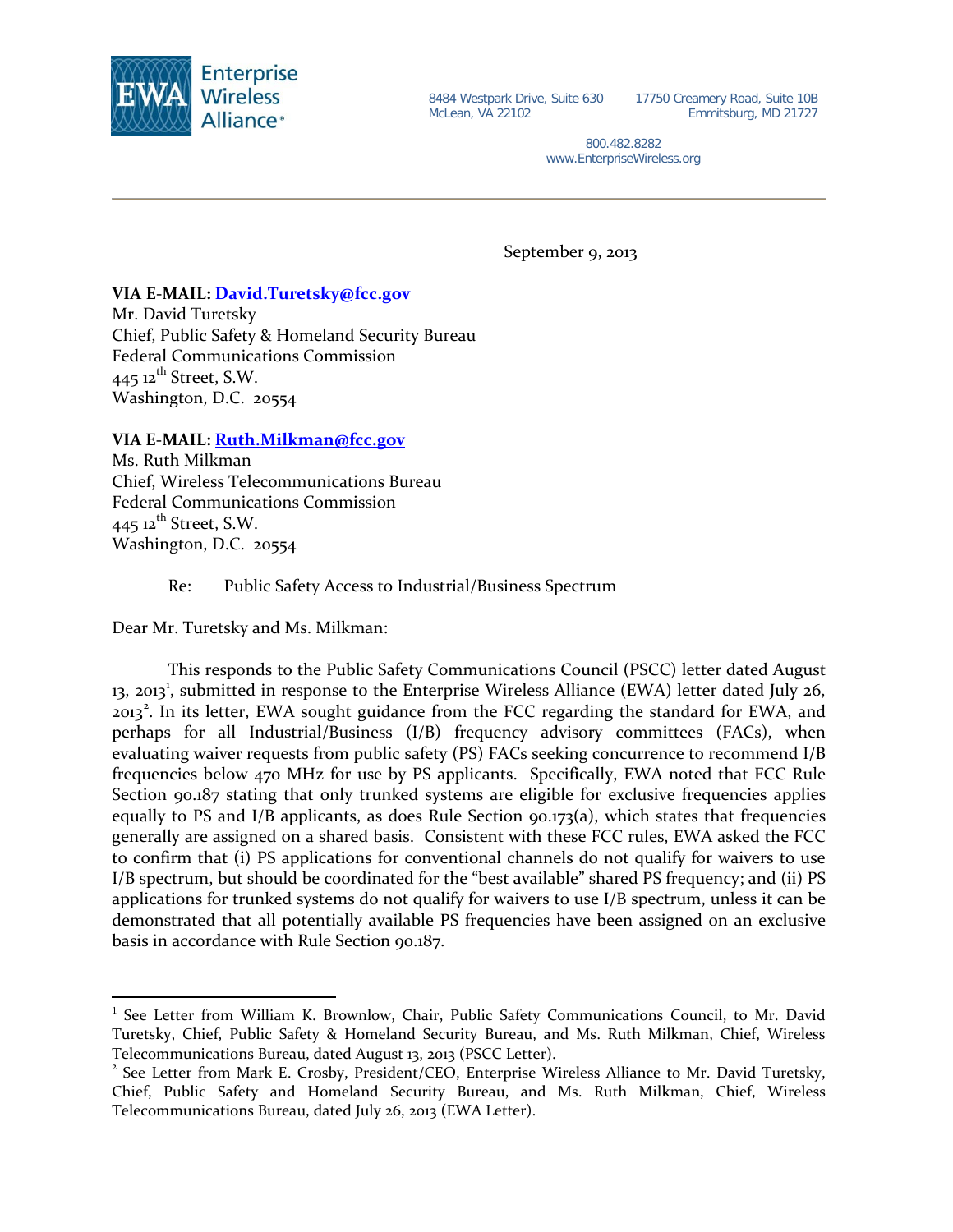Enterprise Wireless Alliance®

8484 Westpark Drive, Suite 630
McLean, VA 22102

17750 Creamery Road, Suite 10B
Emmitsburg, MD 21727

800.482.8282
www.EnterpriseWireless.org

September 9, 2013

**VIA E-MAIL: David.Turetsky@fcc.gov**
Mr. David Turetsky
Chief, Public Safety & Homeland Security Bureau
Federal Communications Commission
445 12th Street, S.W.
Washington, D.C. 20554

**VIA E-MAIL: Ruth.Milkman@fcc.gov**
Ms. Ruth Milkman
Chief, Wireless Telecommunications Bureau
Federal Communications Commission
445 12th Street, S.W.
Washington, D.C. 20554

Re: Public Safety Access to Industrial/Business Spectrum

Dear Mr. Turetsky and Ms. Milkman:

This responds to the Public Safety Communications Council (PSCC) letter dated August 13, 2013[1], submitted in response to the Enterprise Wireless Alliance (EWA) letter dated July 26, 2013[2]. In its letter, EWA sought guidance from the FCC regarding the standard for EWA, and perhaps for all Industrial/Business (I/B) frequency advisory committees (FACs), when evaluating waiver requests from public safety (PS) FACs seeking concurrence to recommend I/B frequencies below 470 MHz for use by PS applicants. Specifically, EWA noted that FCC Rule Section 90.187 stating that only trunked systems are eligible for exclusive frequencies applies equally to PS and I/B applicants, as does Rule Section 90.173(a), which states that frequencies generally are assigned on a shared basis. Consistent with these FCC rules, EWA asked the FCC to confirm that (i) PS applications for conventional channels do not qualify for waivers to use I/B spectrum, but should be coordinated for the "best available" shared PS frequency; and (ii) PS applications for trunked systems do not qualify for waivers to use I/B spectrum, unless it can be demonstrated that all potentially available PS frequencies have been assigned on an exclusive basis in accordance with Rule Section 90.187.

---

[1] See Letter from William K. Brownlow, Chair, Public Safety Communications Council, to Mr. David Turetsky, Chief, Public Safety & Homeland Security Bureau, and Ms. Ruth Milkman, Chief, Wireless Telecommunications Bureau, dated August 13, 2013 (PSCC Letter).

[2] See Letter from Mark E. Crosby, President/CEO, Enterprise Wireless Alliance to Mr. David Turetsky, Chief, Public Safety and Homeland Security Bureau, and Ms. Ruth Milkman, Chief, Wireless Telecommunications Bureau, dated July 26, 2013 (EWA Letter).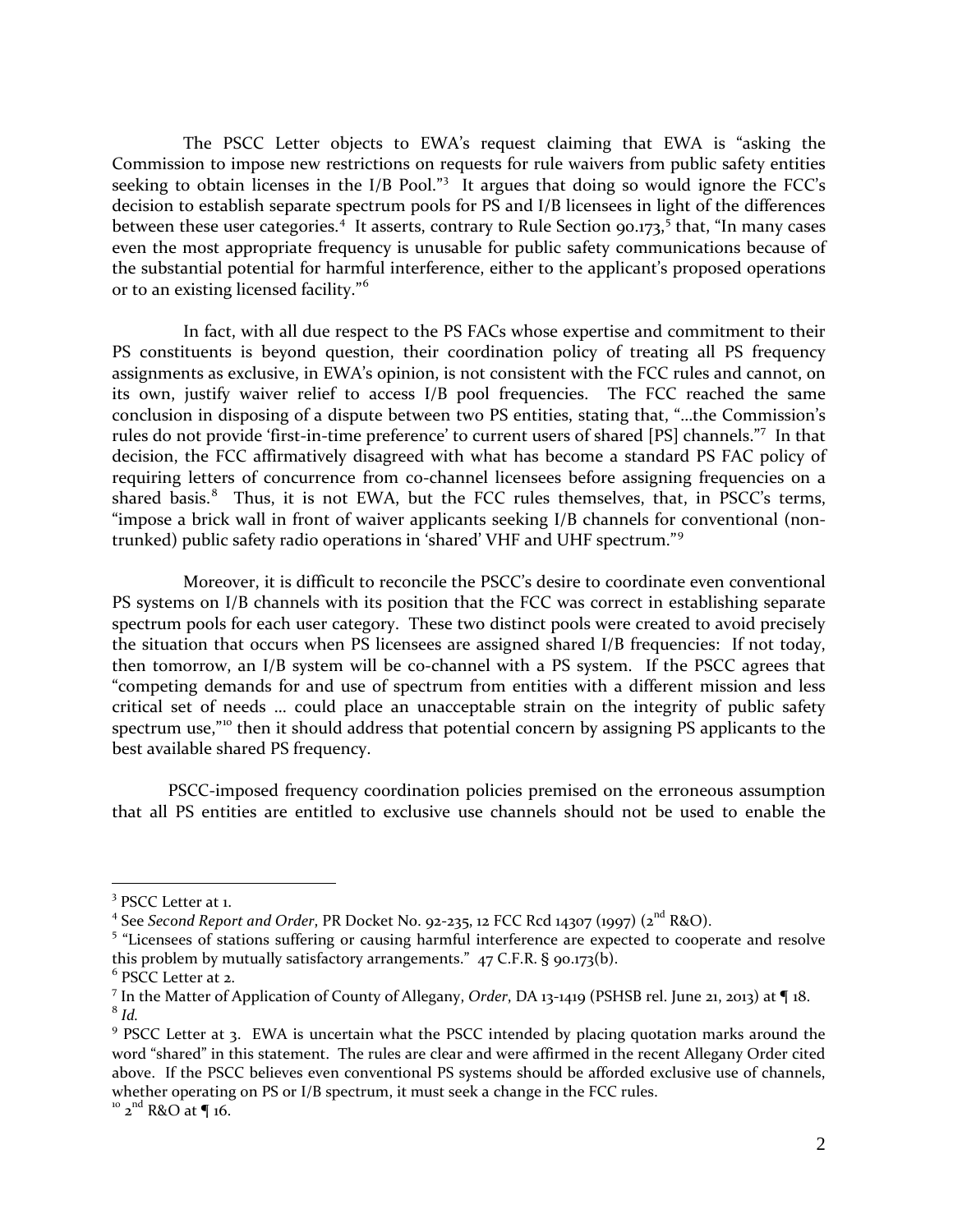The PSCC Letter objects to EWA's request claiming that EWA is "asking the Commission to impose new restrictions on requests for rule waivers from public safety entities seeking to obtain licenses in the I/B Pool."[3] It argues that doing so would ignore the FCC's decision to establish separate spectrum pools for PS and I/B licensees in light of the differences between these user categories.[4] It asserts, contrary to Rule Section 90.173,[5] that, "In many cases even the most appropriate frequency is unusable for public safety communications because of the substantial potential for harmful interference, either to the applicant's proposed operations or to an existing licensed facility."[6]

In fact, with all due respect to the PS FACs whose expertise and commitment to their PS constituents is beyond question, their coordination policy of treating all PS frequency assignments as exclusive, in EWA's opinion, is not consistent with the FCC rules and cannot, on its own, justify waiver relief to access I/B pool frequencies. The FCC reached the same conclusion in disposing of a dispute between two PS entities, stating that, "…the Commission's rules do not provide 'first-in-time preference' to current users of shared [PS] channels."[7] In that decision, the FCC affirmatively disagreed with what has become a standard PS FAC policy of requiring letters of concurrence from co-channel licensees before assigning frequencies on a shared basis.[8] Thus, it is not EWA, but the FCC rules themselves, that, in PSCC's terms, "impose a brick wall in front of waiver applicants seeking I/B channels for conventional (non-trunked) public safety radio operations in 'shared' VHF and UHF spectrum."[9]

Moreover, it is difficult to reconcile the PSCC's desire to coordinate even conventional PS systems on I/B channels with its position that the FCC was correct in establishing separate spectrum pools for each user category. These two distinct pools were created to avoid precisely the situation that occurs when PS licensees are assigned shared I/B frequencies: If not today, then tomorrow, an I/B system will be co-channel with a PS system. If the PSCC agrees that "competing demands for and use of spectrum from entities with a different mission and less critical set of needs … could place an unacceptable strain on the integrity of public safety spectrum use,"[10] then it should address that potential concern by assigning PS applicants to the best available shared PS frequency.

PSCC-imposed frequency coordination policies premised on the erroneous assumption that all PS entities are entitled to exclusive use channels should not be used to enable the

---

[3] PSCC Letter at 1.

[4] See *Second Report and Order*, PR Docket No. 92-235, 12 FCC Rcd 14307 (1997) (2nd R&O).

[5] "Licensees of stations suffering or causing harmful interference are expected to cooperate and resolve this problem by mutually satisfactory arrangements." 47 C.F.R. § 90.173(b).

[6] PSCC Letter at 2.

[7] In the Matter of Application of County of Allegany, *Order*, DA 13-1419 (PSHSB rel. June 21, 2013) at ¶ 18.

[8] *Id.*

[9] PSCC Letter at 3. EWA is uncertain what the PSCC intended by placing quotation marks around the word "shared" in this statement. The rules are clear and were affirmed in the recent Allegany Order cited above. If the PSCC believes even conventional PS systems should be afforded exclusive use of channels, whether operating on PS or I/B spectrum, it must seek a change in the FCC rules.

[10] 2nd R&O at ¶ 16.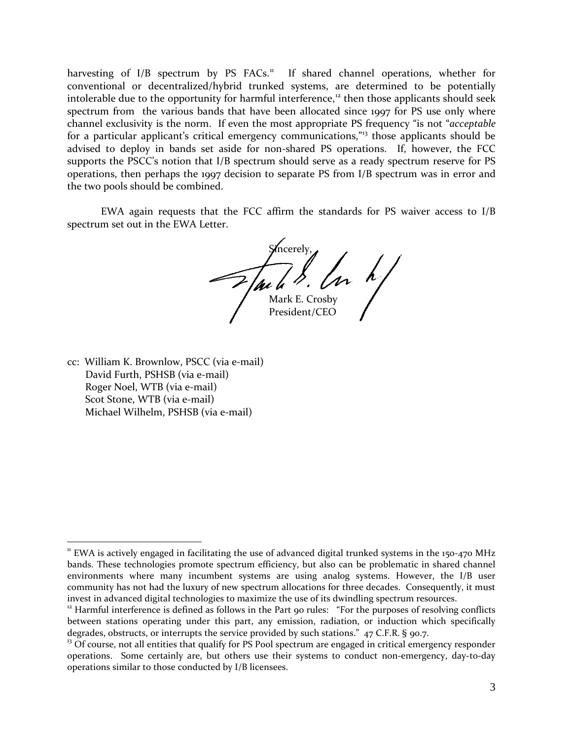harvesting of I/B spectrum by PS FACs.[11] If shared channel operations, whether for conventional or decentralized/hybrid trunked systems, are determined to be potentially intolerable due to the opportunity for harmful interference,[12] then those applicants should seek spectrum from the various bands that have been allocated since 1997 for PS use only where channel exclusivity is the norm. If even the most appropriate PS frequency "is not "*acceptable* for a particular applicant's critical emergency communications,"[13] those applicants should be advised to deploy in bands set aside for non-shared PS operations. If, however, the FCC supports the PSCC's notion that I/B spectrum should serve as a ready spectrum reserve for PS operations, then perhaps the 1997 decision to separate PS from I/B spectrum was in error and the two pools should be combined.

EWA again requests that the FCC affirm the standards for PS waiver access to I/B spectrum set out in the EWA Letter.

Sincerely,

Mark E. Crosby
President/CEO

cc: William K. Brownlow, PSCC (via e-mail)
David Furth, PSHSB (via e-mail)
Roger Noel, WTB (via e-mail)
Scot Stone, WTB (via e-mail)
Michael Wilhelm, PSHSB (via e-mail)

---

[11] EWA is actively engaged in facilitating the use of advanced digital trunked systems in the 150-470 MHz bands. These technologies promote spectrum efficiency, but also can be problematic in shared channel environments where many incumbent systems are using analog systems. However, the I/B user community has not had the luxury of new spectrum allocations for three decades. Consequently, it must invest in advanced digital technologies to maximize the use of its dwindling spectrum resources.

[12] Harmful interference is defined as follows in the Part 90 rules: "For the purposes of resolving conflicts between stations operating under this part, any emission, radiation, or induction which specifically degrades, obstructs, or interrupts the service provided by such stations." 47 C.F.R. § 90.7.

[13] Of course, not all entities that qualify for PS Pool spectrum are engaged in critical emergency responder operations. Some certainly are, but others use their systems to conduct non-emergency, day-to-day operations similar to those conducted by I/B licensees.